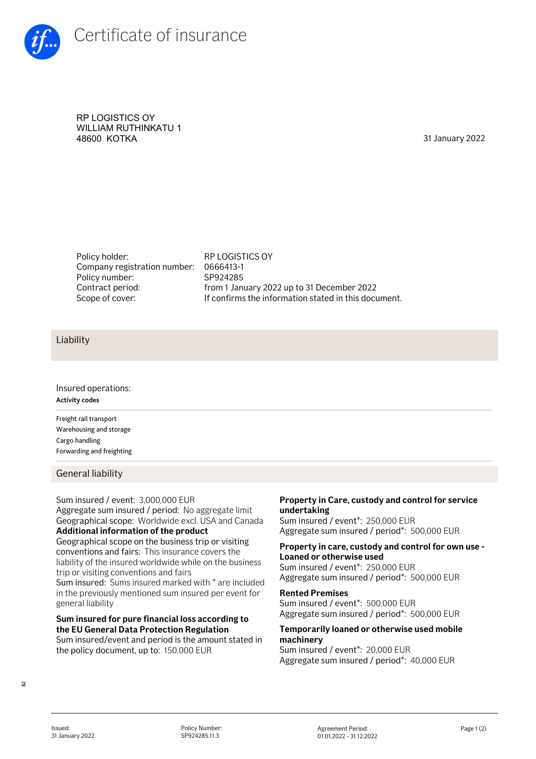# Certificate of insurance

RP LOGISTICS OY
WILLIAM RUTHINKATU 1
48600 KOTKA

31 January 2022

| | |
|---|---|
| Policy holder: | RP LOGISTICS OY |
| Company registration number: | 0666413-1 |
| Policy number: | SP924285 |
| Contract period: | from 1 January 2022 up to 31 December 2022 |
| Scope of cover: | If confirms the information stated in this document. |

## Liability

Insured operations:

| Activity codes |
|---|
| Freight rail transport |
| Warehousing and storage |
| Cargo handling |
| Forwarding and freighting |

### General liability

Sum insured / event: 3,000,000 EUR
Aggregate sum insured / period: No aggregate limit
Geographical scope: Worldwide excl. USA and Canada

**Additional information of the product**

Geographical scope on the business trip or visiting conventions and fairs: This insurance covers the liability of the insured worldwide while on the business trip or visiting conventions and fairs
Sum insured: Sums insured marked with * are included in the previously mentioned sum insured per event for general liability

**Sum insured for pure financial loss according to the EU General Data Protection Regulation**

Sum insured/event and period is the amount stated in the policy document, up to: 150,000 EUR

**Property in Care, custody and control for service undertaking**

Sum insured / event*: 250,000 EUR
Aggregate sum insured / period*: 500,000 EUR

**Property in care, custody and control for own use - Loaned or otherwise used**

Sum insured / event*: 250,000 EUR
Aggregate sum insured / period*: 500,000 EUR

**Rented Premises**

Sum insured / event*: 500,000 EUR
Aggregate sum insured / period*: 500,000 EUR

**Temporarily loaned or otherwise used mobile machinery**

Sum insured / event*: 20,000 EUR
Aggregate sum insured / period*: 40,000 EUR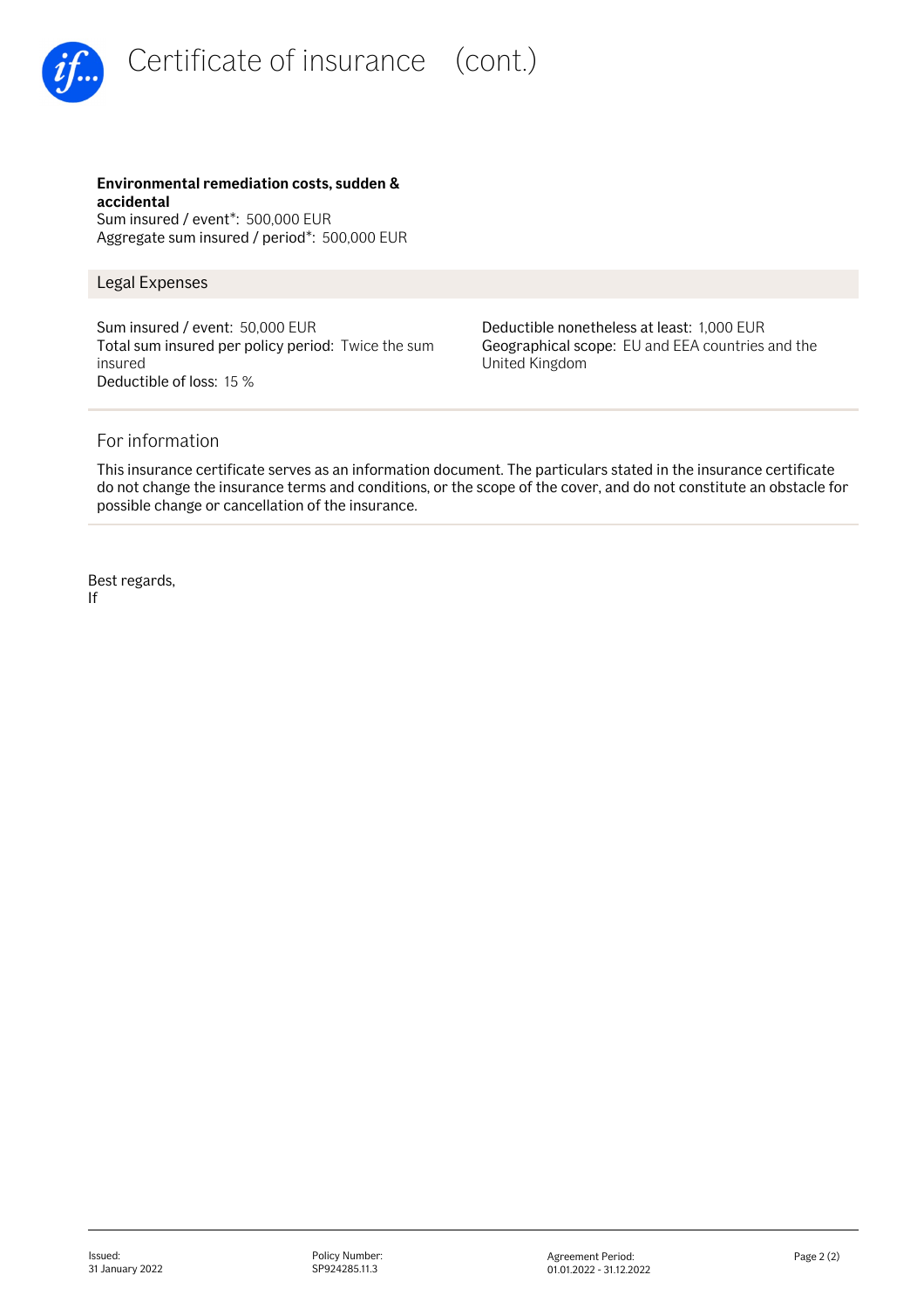**Environmental remediation costs, sudden & accidental**
Sum insured / event*: 500,000 EUR
Aggregate sum insured / period*: 500,000 EUR

## Legal Expenses

Sum insured / event: 50,000 EUR
Total sum insured per policy period: Twice the sum insured
Deductible of loss: 15 %

Deductible nonetheless at least: 1,000 EUR
Geographical scope: EU and EEA countries and the United Kingdom

## For information

This insurance certificate serves as an information document. The particulars stated in the insurance certificate do not change the insurance terms and conditions, or the scope of the cover, and do not constitute an obstacle for possible change or cancellation of the insurance.

Best regards,
If

Issued:
31 January 2022

Policy Number:
SP924285.11.3

Agreement Period:
01.01.2022 - 31.12.2022